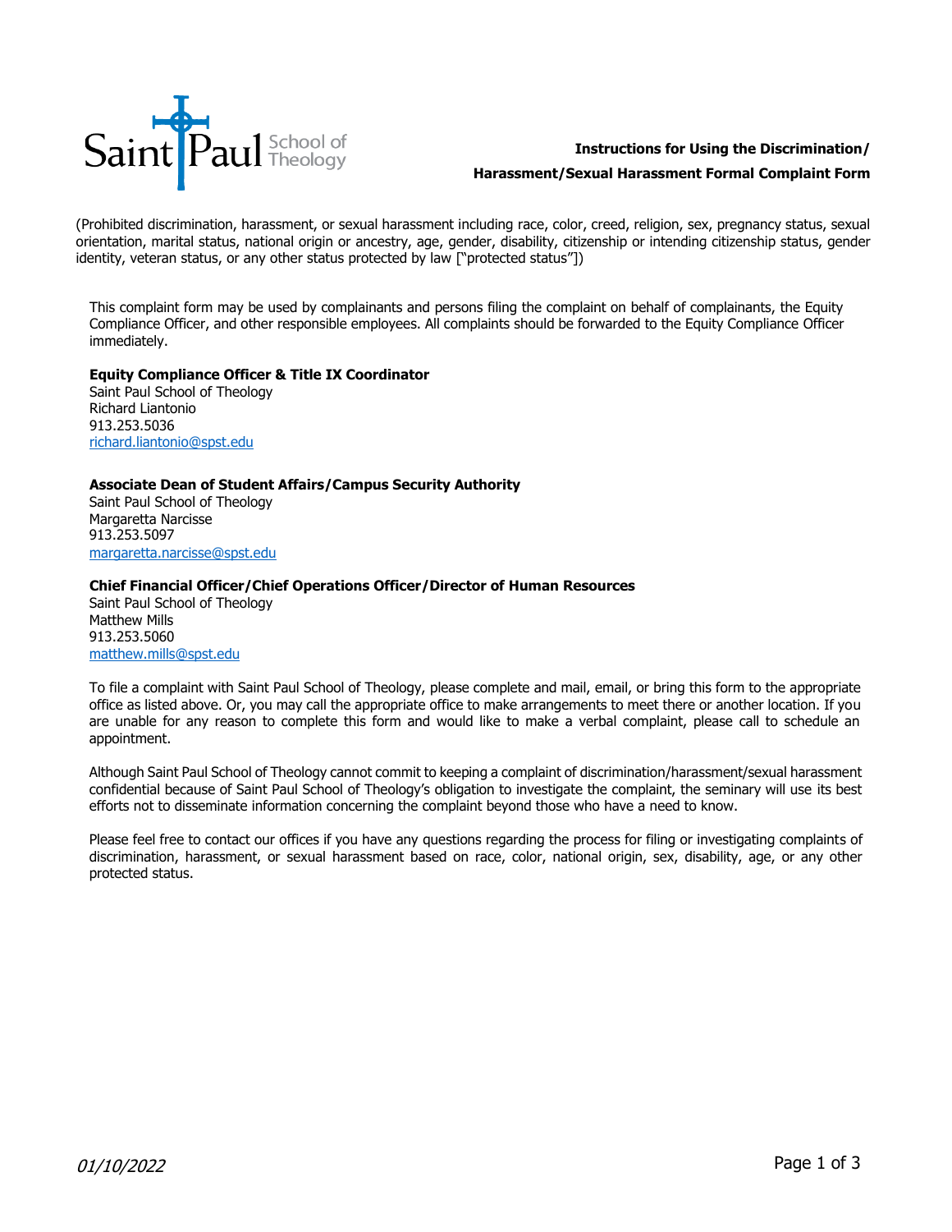Saint Paul School of Theology

**Instructions for Using the Discrimination/ Harassment/Sexual Harassment Formal Complaint Form**

(Prohibited discrimination, harassment, or sexual harassment including race, color, creed, religion, sex, pregnancy status, sexual orientation, marital status, national origin or ancestry, age, gender, disability, citizenship or intending citizenship status, gender identity, veteran status, or any other status protected by law ["protected status"])

This complaint form may be used by complainants and persons filing the complaint on behalf of complainants, the Equity Compliance Officer, and other responsible employees. All complaints should be forwarded to the Equity Compliance Officer immediately.

**Equity Compliance Officer & Title IX Coordinator**
Saint Paul School of Theology
Richard Liantonio
913.253.5036
richard.liantonio@spst.edu

**Associate Dean of Student Affairs/Campus Security Authority**
Saint Paul School of Theology
Margaretta Narcisse
913.253.5097
margaretta.narcisse@spst.edu

**Chief Financial Officer/Chief Operations Officer/Director of Human Resources**
Saint Paul School of Theology
Matthew Mills
913.253.5060
matthew.mills@spst.edu

To file a complaint with Saint Paul School of Theology, please complete and mail, email, or bring this form to the appropriate office as listed above. Or, you may call the appropriate office to make arrangements to meet there or another location. If you are unable for any reason to complete this form and would like to make a verbal complaint, please call to schedule an appointment.

Although Saint Paul School of Theology cannot commit to keeping a complaint of discrimination/harassment/sexual harassment confidential because of Saint Paul School of Theology's obligation to investigate the complaint, the seminary will use its best efforts not to disseminate information concerning the complaint beyond those who have a need to know.

Please feel free to contact our offices if you have any questions regarding the process for filing or investigating complaints of discrimination, harassment, or sexual harassment based on race, color, national origin, sex, disability, age, or any other protected status.

*01/10/2022*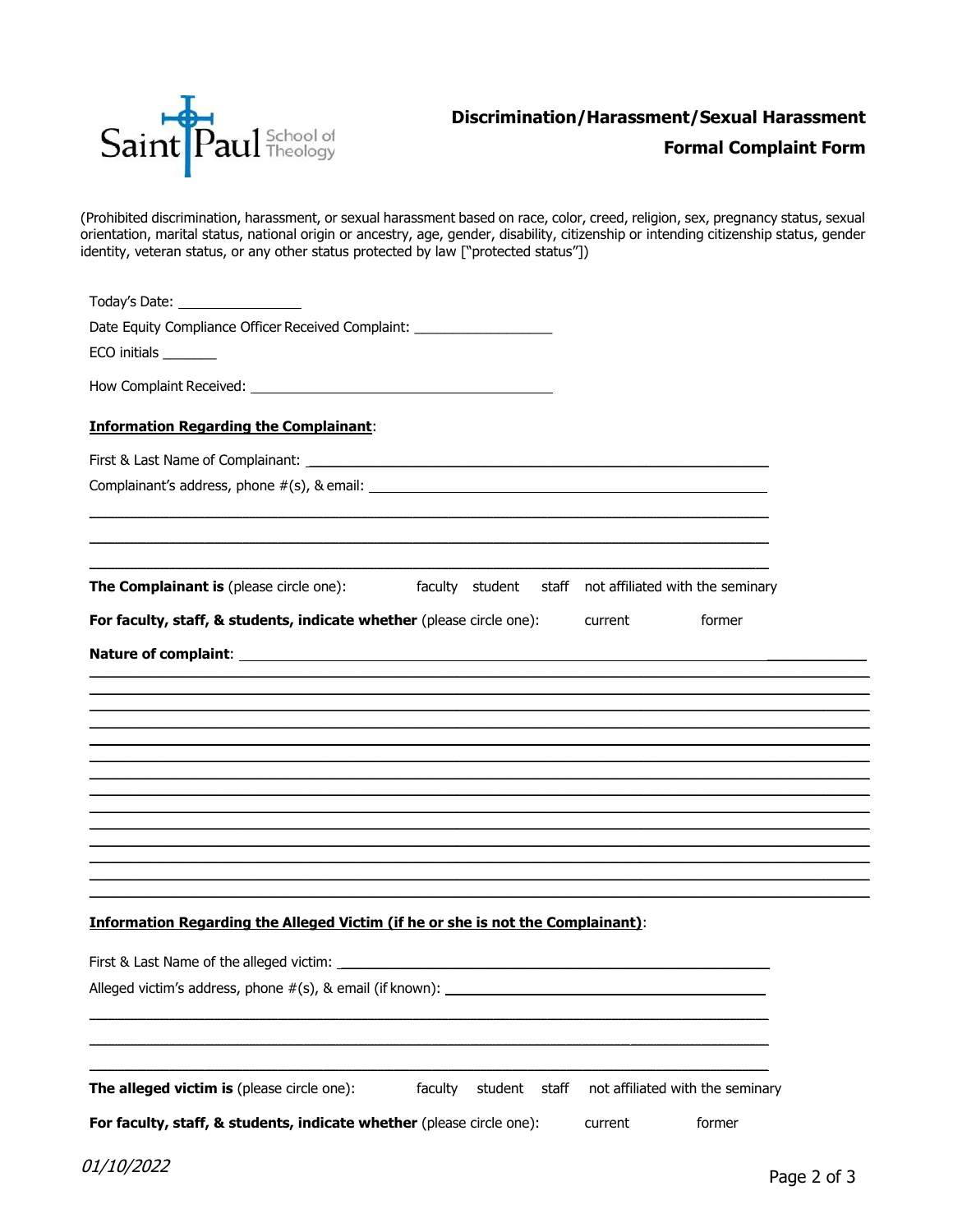Saint Paul School of Theology

# Discrimination/Harassment/Sexual Harassment Formal Complaint Form

(Prohibited discrimination, harassment, or sexual harassment based on race, color, creed, religion, sex, pregnancy status, sexual orientation, marital status, national origin or ancestry, age, gender, disability, citizenship or intending citizenship status, gender identity, veteran status, or any other status protected by law ["protected status"])

Today's Date: ______________

Date Equity Compliance Officer Received Complaint: ________________

ECO initials _______

How Complaint Received: ________________________________

**Information Regarding the Complainant**:

First & Last Name of Complainant: ________________________________________________

Complainant's address, phone #(s), & email: ________________________________________

______________________________________________________________________________

______________________________________________________________________________

______________________________________________________________________________

**The Complainant is** (please circle one): faculty student staff not affiliated with the seminary

**For faculty, staff, & students, indicate whether** (please circle one): current former

**Nature of complaint**: ________________________________________________________

______________________________________________________________________________

______________________________________________________________________________

______________________________________________________________________________

______________________________________________________________________________

______________________________________________________________________________

______________________________________________________________________________

______________________________________________________________________________

______________________________________________________________________________

______________________________________________________________________________

______________________________________________________________________________

______________________________________________________________________________

______________________________________________________________________________

______________________________________________________________________________

______________________________________________________________________________

**Information Regarding the Alleged Victim (if he or she is not the Complainant)**:

First & Last Name of the alleged victim: ____________________________________________

Alleged victim's address, phone #(s), & email (if known): ______________________________

______________________________________________________________________________

______________________________________________________________________________

______________________________________________________________________________

**The alleged victim is** (please circle one): faculty student staff not affiliated with the seminary

**For faculty, staff, & students, indicate whether** (please circle one): current former

*01/10/2022*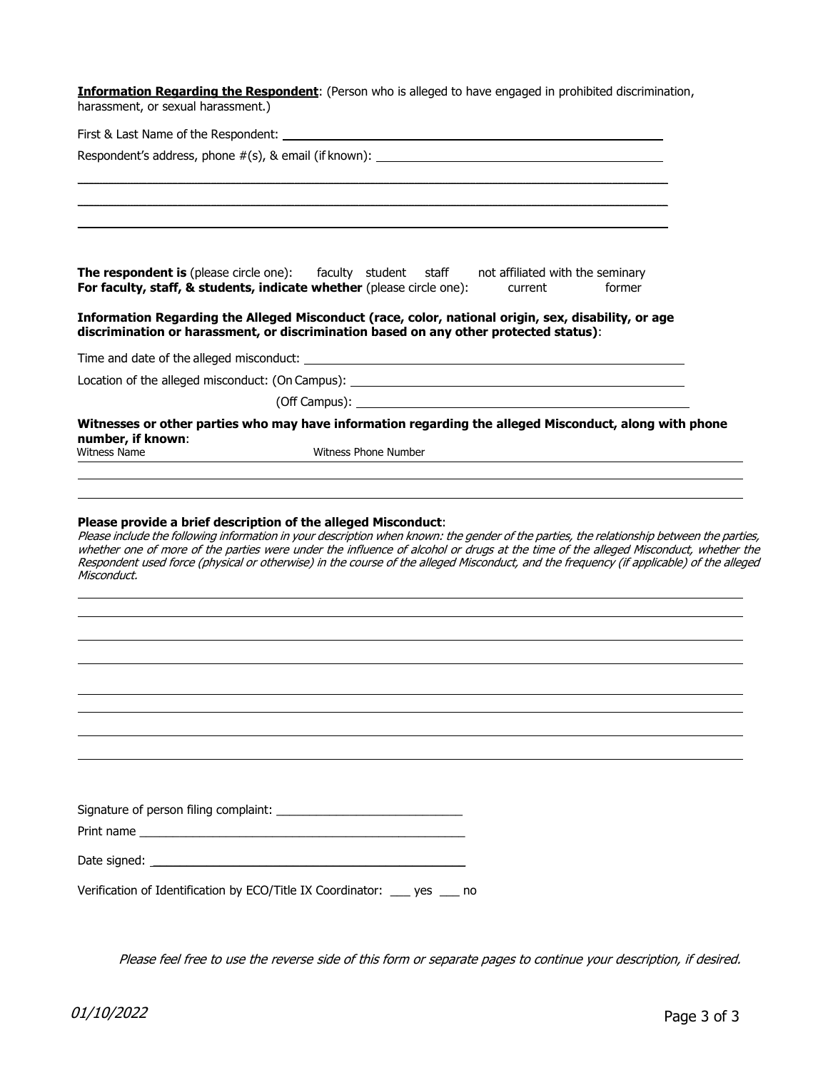**Information Regarding the Respondent**: (Person who is alleged to have engaged in prohibited discrimination, harassment, or sexual harassment.)

First & Last Name of the Respondent: ______________________________________________

Respondent's address, phone #(s), & email (if known): ______________________________________

______________________________________________________________________________

______________________________________________________________________________

______________________________________________________________________________

**The respondent is** (please circle one): faculty student staff not affiliated with the seminary
**For faculty, staff, & students, indicate whether** (please circle one): current former

**Information Regarding the Alleged Misconduct (race, color, national origin, sex, disability, or age discrimination or harassment, or discrimination based on any other protected status)**:

Time and date of the alleged misconduct: ______________________________________________

Location of the alleged misconduct: (On Campus): ______________________________________

(Off Campus): ______________________________________

**Witnesses or other parties who may have information regarding the alleged Misconduct, along with phone number, if known**:

| Witness Name | Witness Phone Number |
| --- | --- |
| | |
| | |

**Please provide a brief description of the alleged Misconduct**:
*Please include the following information in your description when known: the gender of the parties, the relationship between the parties, whether one of more of the parties were under the influence of alcohol or drugs at the time of the alleged Misconduct, whether the Respondent used force (physical or otherwise) in the course of the alleged Misconduct, and the frequency (if applicable) of the alleged Misconduct.*

______________________________________________________________________________

______________________________________________________________________________

______________________________________________________________________________

______________________________________________________________________________

______________________________________________________________________________

______________________________________________________________________________

______________________________________________________________________________

______________________________________________________________________________

Signature of person filing complaint: ____________________________

Print name __________________________________________________

Date signed: ______________________________________________

Verification of Identification by ECO/Title IX Coordinator: ___ yes ___ no

*Please feel free to use the reverse side of this form or separate pages to continue your description, if desired.*

*01/10/2022*